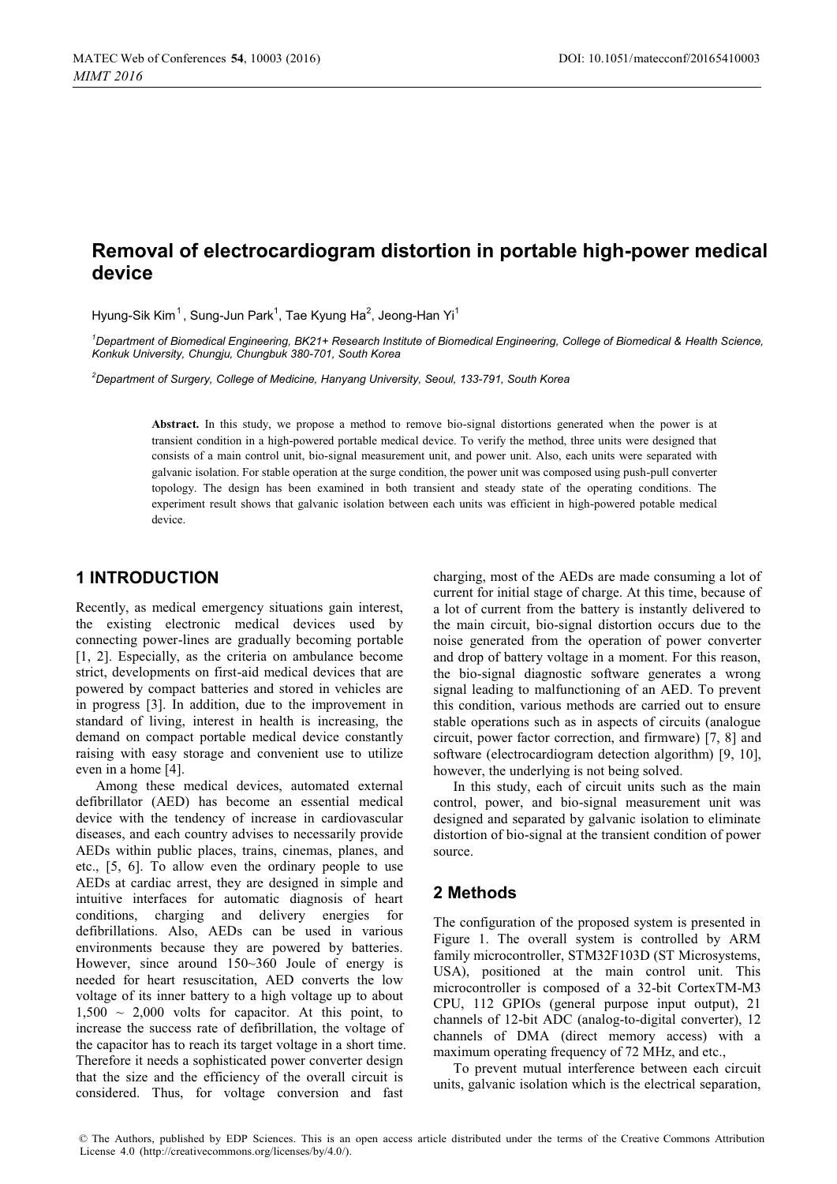# Removal of electrocardiogram distortion in portable high-power medical device

Hyung-Sik Kim[1], Sung-Jun Park[1], Tae Kyung Ha[2], Jeong-Han Yi[1]

[1]*Department of Biomedical Engineering, BK21+ Research Institute of Biomedical Engineering, College of Biomedical & Health Science, Konkuk University, Chungju, Chungbuk 380-701, South Korea*

[2]*Department of Surgery, College of Medicine, Hanyang University, Seoul, 133-791, South Korea*

**Abstract.** In this study, we propose a method to remove bio-signal distortions generated when the power is at transient condition in a high-powered portable medical device. To verify the method, three units were designed that consists of a main control unit, bio-signal measurement unit, and power unit. Also, each units were separated with galvanic isolation. For stable operation at the surge condition, the power unit was composed using push-pull converter topology. The design has been examined in both transient and steady state of the operating conditions. The experiment result shows that galvanic isolation between each units was efficient in high-powered potable medical device.

## 1 INTRODUCTION

Recently, as medical emergency situations gain interest, the existing electronic medical devices used by connecting power-lines are gradually becoming portable [1, 2]. Especially, as the criteria on ambulance become strict, developments on first-aid medical devices that are powered by compact batteries and stored in vehicles are in progress [3]. In addition, due to the improvement in standard of living, interest in health is increasing, the demand on compact portable medical device constantly raising with easy storage and convenient use to utilize even in a home [4].

Among these medical devices, automated external defibrillator (AED) has become an essential medical device with the tendency of increase in cardiovascular diseases, and each country advises to necessarily provide AEDs within public places, trains, cinemas, planes, and etc., [5, 6]. To allow even the ordinary people to use AEDs at cardiac arrest, they are designed in simple and intuitive interfaces for automatic diagnosis of heart conditions, charging and delivery energies for defibrillations. Also, AEDs can be used in various environments because they are powered by batteries. However, since around 150~360 Joule of energy is needed for heart resuscitation, AED converts the low voltage of its inner battery to a high voltage up to about 1,500 ~ 2,000 volts for capacitor. At this point, to increase the success rate of defibrillation, the voltage of the capacitor has to reach its target voltage in a short time. Therefore it needs a sophisticated power converter design that the size and the efficiency of the overall circuit is considered. Thus, for voltage conversion and fast charging, most of the AEDs are made consuming a lot of current for initial stage of charge. At this time, because of a lot of current from the battery is instantly delivered to the main circuit, bio-signal distortion occurs due to the noise generated from the operation of power converter and drop of battery voltage in a moment. For this reason, the bio-signal diagnostic software generates a wrong signal leading to malfunctioning of an AED. To prevent this condition, various methods are carried out to ensure stable operations such as in aspects of circuits (analogue circuit, power factor correction, and firmware) [7, 8] and software (electrocardiogram detection algorithm) [9, 10], however, the underlying is not being solved.

In this study, each of circuit units such as the main control, power, and bio-signal measurement unit was designed and separated by galvanic isolation to eliminate distortion of bio-signal at the transient condition of power source.

## 2 Methods

The configuration of the proposed system is presented in Figure 1. The overall system is controlled by ARM family microcontroller, STM32F103D (ST Microsystems, USA), positioned at the main control unit. This microcontroller is composed of a 32-bit CortexTM-M3 CPU, 112 GPIOs (general purpose input output), 21 channels of 12-bit ADC (analog-to-digital converter), 12 channels of DMA (direct memory access) with a maximum operating frequency of 72 MHz, and etc.,

To prevent mutual interference between each circuit units, galvanic isolation which is the electrical separation,

© The Authors, published by EDP Sciences. This is an open access article distributed under the terms of the Creative Commons Attribution License 4.0 (http://creativecommons.org/licenses/by/4.0/).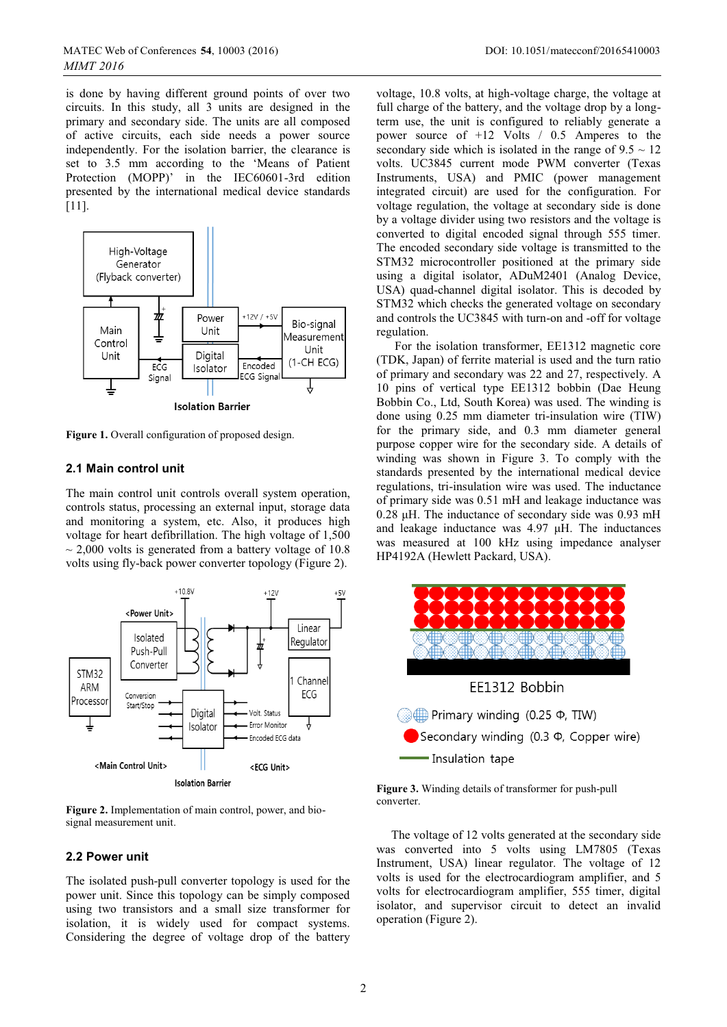is done by having different ground points of over two circuits. In this study, all 3 units are designed in the primary and secondary side. The units are all composed of active circuits, each side needs a power source independently. For the isolation barrier, the clearance is set to 3.5 mm according to the 'Means of Patient Protection (MOPP)' in the IEC60601-3rd edition presented by the international medical device standards [11].

**Figure 1.** Overall configuration of proposed design.

## 2.1 Main control unit

The main control unit controls overall system operation, controls status, processing an external input, storage data and monitoring a system, etc. Also, it produces high voltage for heart defibrillation. The high voltage of 1,500 ~ 2,000 volts is generated from a battery voltage of 10.8 volts using fly-back power converter topology (Figure 2).

**Figure 2.** Implementation of main control, power, and bio-signal measurement unit.

## 2.2 Power unit

The isolated push-pull converter topology is used for the power unit. Since this topology can be simply composed using two transistors and a small size transformer for isolation, it is widely used for compact systems. Considering the degree of voltage drop of the battery voltage, 10.8 volts, at high-voltage charge, the voltage at full charge of the battery, and the voltage drop by a long-term use, the unit is configured to reliably generate a power source of +12 Volts / 0.5 Amperes to the secondary side which is isolated in the range of 9.5 ~ 12 volts. UC3845 current mode PWM converter (Texas Instruments, USA) and PMIC (power management integrated circuit) are used for the configuration. For voltage regulation, the voltage at secondary side is done by a voltage divider using two resistors and the voltage is converted to digital encoded signal through 555 timer. The encoded secondary side voltage is transmitted to the STM32 microcontroller positioned at the primary side using a digital isolator, ADuM2401 (Analog Device, USA) quad-channel digital isolator. This is decoded by STM32 which checks the generated voltage on secondary and controls the UC3845 with turn-on and -off for voltage regulation.

For the isolation transformer, EE1312 magnetic core (TDK, Japan) of ferrite material is used and the turn ratio of primary and secondary was 22 and 27, respectively. A 10 pins of vertical type EE1312 bobbin (Dae Heung Bobbin Co., Ltd, South Korea) was used. The winding is done using 0.25 mm diameter tri-insulation wire (TIW) for the primary side, and 0.3 mm diameter general purpose copper wire for the secondary side. A details of winding was shown in Figure 3. To comply with the standards presented by the international medical device regulations, tri-insulation wire was used. The inductance of primary side was 0.51 mH and leakage inductance was 0.28 µH. The inductance of secondary side was 0.93 mH and leakage inductance was 4.97 µH. The inductances was measured at 100 kHz using impedance analyser HP4192A (Hewlett Packard, USA).

**Figure 3.** Winding details of transformer for push-pull converter.

The voltage of 12 volts generated at the secondary side was converted into 5 volts using LM7805 (Texas Instrument, USA) linear regulator. The voltage of 12 volts is used for the electrocardiogram amplifier, and 5 volts for electrocardiogram amplifier, 555 timer, digital isolator, and supervisor circuit to detect an invalid operation (Figure 2).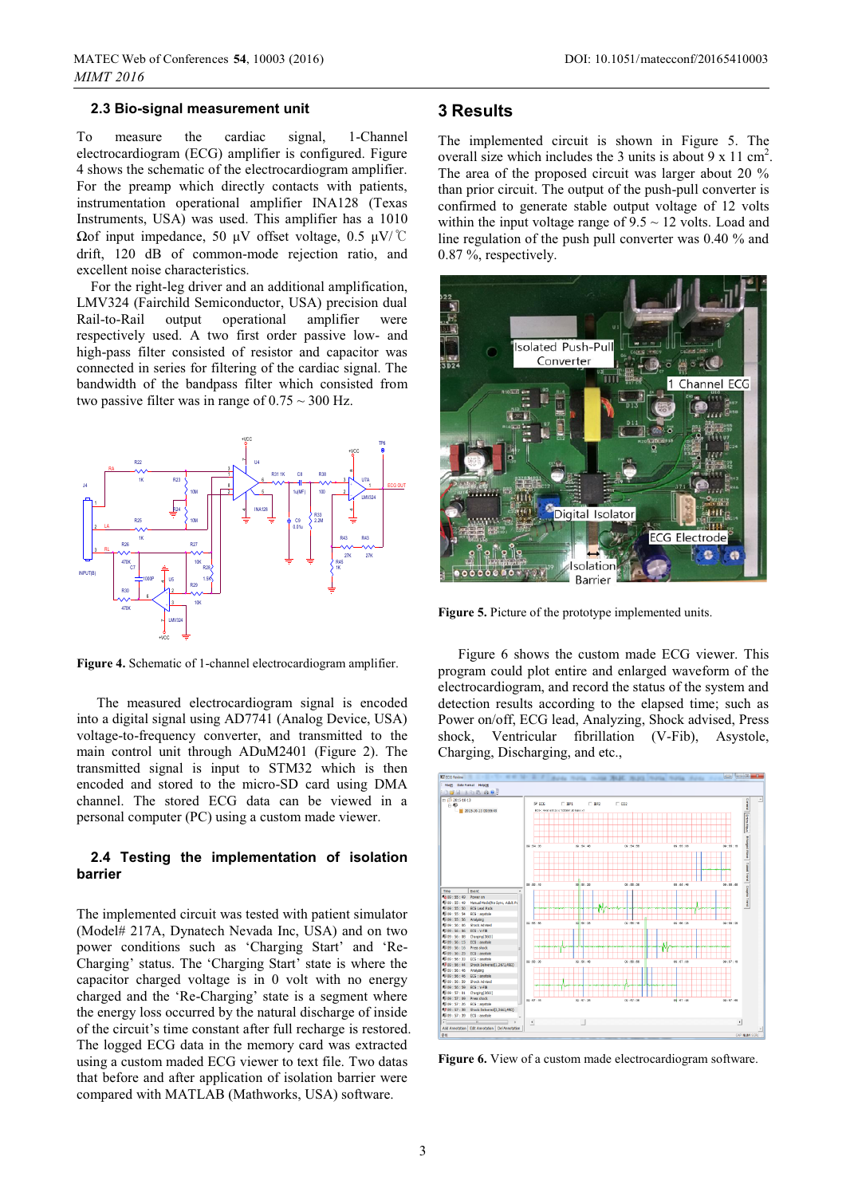### 2.3 Bio-signal measurement unit

To measure the cardiac signal, 1-Channel electrocardiogram (ECG) amplifier is configured. Figure 4 shows the schematic of the electrocardiogram amplifier. For the preamp which directly contacts with patients, instrumentation operational amplifier INA128 (Texas Instruments, USA) was used. This amplifier has a 1010 Ωof input impedance, 50 μV offset voltage, 0.5 μV/℃ drift, 120 dB of common-mode rejection ratio, and excellent noise characteristics.

For the right-leg driver and an additional amplification, LMV324 (Fairchild Semiconductor, USA) precision dual Rail-to-Rail output operational amplifier were respectively used. A two first order passive low- and high-pass filter consisted of resistor and capacitor was connected in series for filtering of the cardiac signal. The bandwidth of the bandpass filter which consisted from two passive filter was in range of 0.75 ~ 300 Hz.

**Figure 4.** Schematic of 1-channel electrocardiogram amplifier.

The measured electrocardiogram signal is encoded into a digital signal using AD7741 (Analog Device, USA) voltage-to-frequency converter, and transmitted to the main control unit through ADuM2401 (Figure 2). The transmitted signal is input to STM32 which is then encoded and stored to the micro-SD card using DMA channel. The stored ECG data can be viewed in a personal computer (PC) using a custom made viewer.

### 2.4 Testing the implementation of isolation barrier

The implemented circuit was tested with patient simulator (Model# 217A, Dynatech Nevada Inc, USA) and on two power conditions such as 'Charging Start' and 'Re-Charging' status. The 'Charging Start' state is where the capacitor charged voltage is in 0 volt with no energy charged and the 'Re-Charging' state is a segment where the energy loss occurred by the natural discharge of inside of the circuit's time constant after full recharge is restored. The logged ECG data in the memory card was extracted using a custom maded ECG viewer to text file. Two datas that before and after application of isolation barrier were compared with MATLAB (Mathworks, USA) software.

## 3 Results

The implemented circuit is shown in Figure 5. The overall size which includes the 3 units is about 9 x 11 $cm^2$. The area of the proposed circuit was larger about 20 % than prior circuit. The output of the push-pull converter is confirmed to generate stable output voltage of 12 volts within the input voltage range of 9.5 ~ 12 volts. Load and line regulation of the push pull converter was 0.40 % and 0.87 %, respectively.

**Figure 5.** Picture of the prototype implemented units.

Figure 6 shows the custom made ECG viewer. This program could plot entire and enlarged waveform of the electrocardiogram, and record the status of the system and detection results according to the elapsed time; such as Power on/off, ECG lead, Analyzing, Shock advised, Press shock, Ventricular fibrillation (V-Fib), Asystole, Charging, Discharging, and etc.,

**Figure 6.** View of a custom made electrocardiogram software.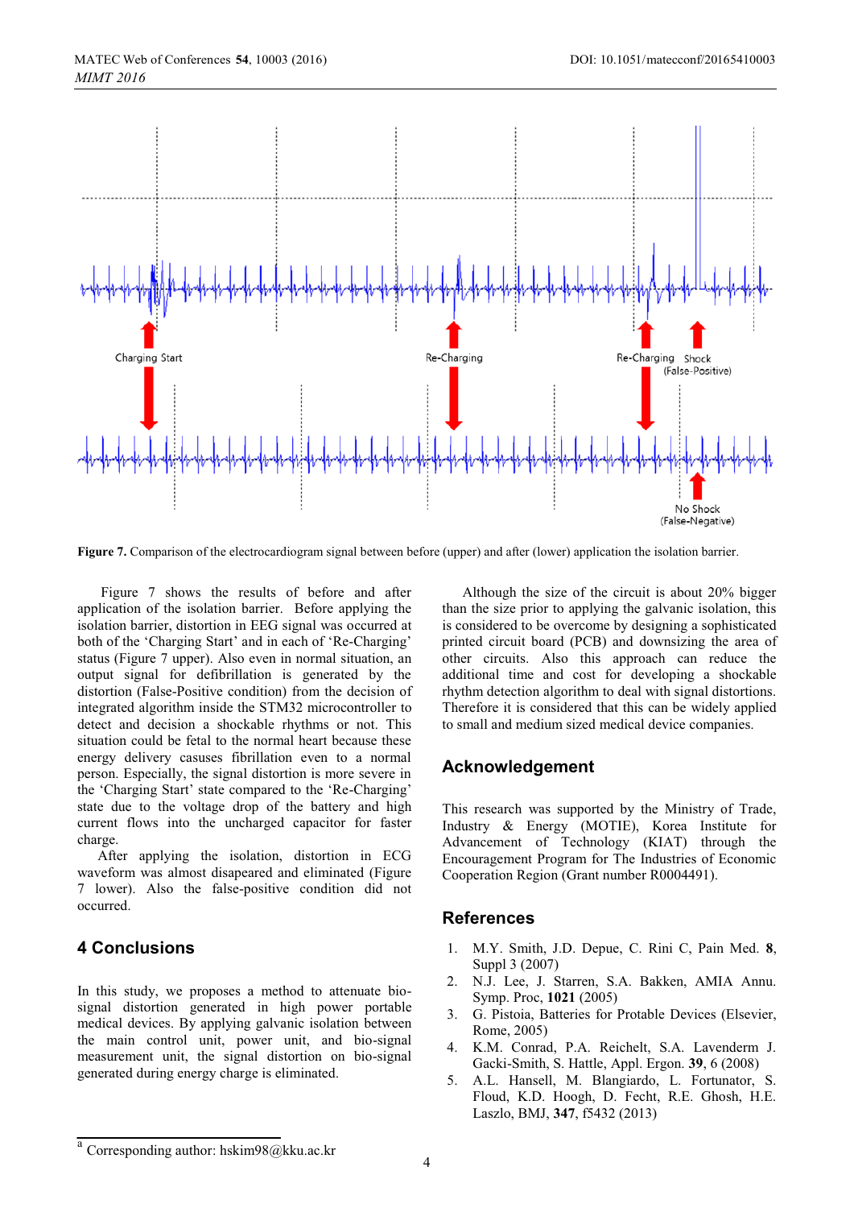Figure 7. Comparison of the electrocardiogram signal between before (upper) and after (lower) application the isolation barrier.

Figure 7 shows the results of before and after application of the isolation barrier. Before applying the isolation barrier, distortion in EEG signal was occurred at both of the 'Charging Start' and in each of 'Re-Charging' status (Figure 7 upper). Also even in normal situation, an output signal for defibrillation is generated by the distortion (False-Positive condition) from the decision of integrated algorithm inside the STM32 microcontroller to detect and decision a shockable rhythms or not. This situation could be fetal to the normal heart because these energy delivery casuses fibrillation even to a normal person. Especially, the signal distortion is more severe in the 'Charging Start' state compared to the 'Re-Charging' state due to the voltage drop of the battery and high current flows into the uncharged capacitor for faster charge.

After applying the isolation, distortion in ECG waveform was almost disapeared and eliminated (Figure 7 lower). Also the false-positive condition did not occurred.

## 4 Conclusions

In this study, we proposes a method to attenuate bio-signal distortion generated in high power portable medical devices. By applying galvanic isolation between the main control unit, power unit, and bio-signal measurement unit, the signal distortion on bio-signal generated during energy charge is eliminated.

Although the size of the circuit is about 20% bigger than the size prior to applying the galvanic isolation, this is considered to be overcome by designing a sophisticated printed circuit board (PCB) and downsizing the area of other circuits. Also this approach can reduce the additional time and cost for developing a shockable rhythm detection algorithm to deal with signal distortions. Therefore it is considered that this can be widely applied to small and medium sized medical device companies.

## Acknowledgement

This research was supported by the Ministry of Trade, Industry & Energy (MOTIE), Korea Institute for Advancement of Technology (KIAT) through the Encouragement Program for The Industries of Economic Cooperation Region (Grant number R0004491).

## References

1. M.Y. Smith, J.D. Depue, C. Rini C, Pain Med. **8**, Suppl 3 (2007)
2. N.J. Lee, J. Starren, S.A. Bakken, AMIA Annu. Symp. Proc, **1021** (2005)
3. G. Pistoia, Batteries for Protable Devices (Elsevier, Rome, 2005)
4. K.M. Conrad, P.A. Reichelt, S.A. Lavenderm J. Gacki-Smith, S. Hattle, Appl. Ergon. **39**, 6 (2008)
5. A.L. Hansell, M. Blangiardo, L. Fortunator, S. Floud, K.D. Hoogh, D. Fecht, R.E. Ghosh, H.E. Laszlo, BMJ, **347**, f5432 (2013)

[a] Corresponding author: hskim98@kku.ac.kr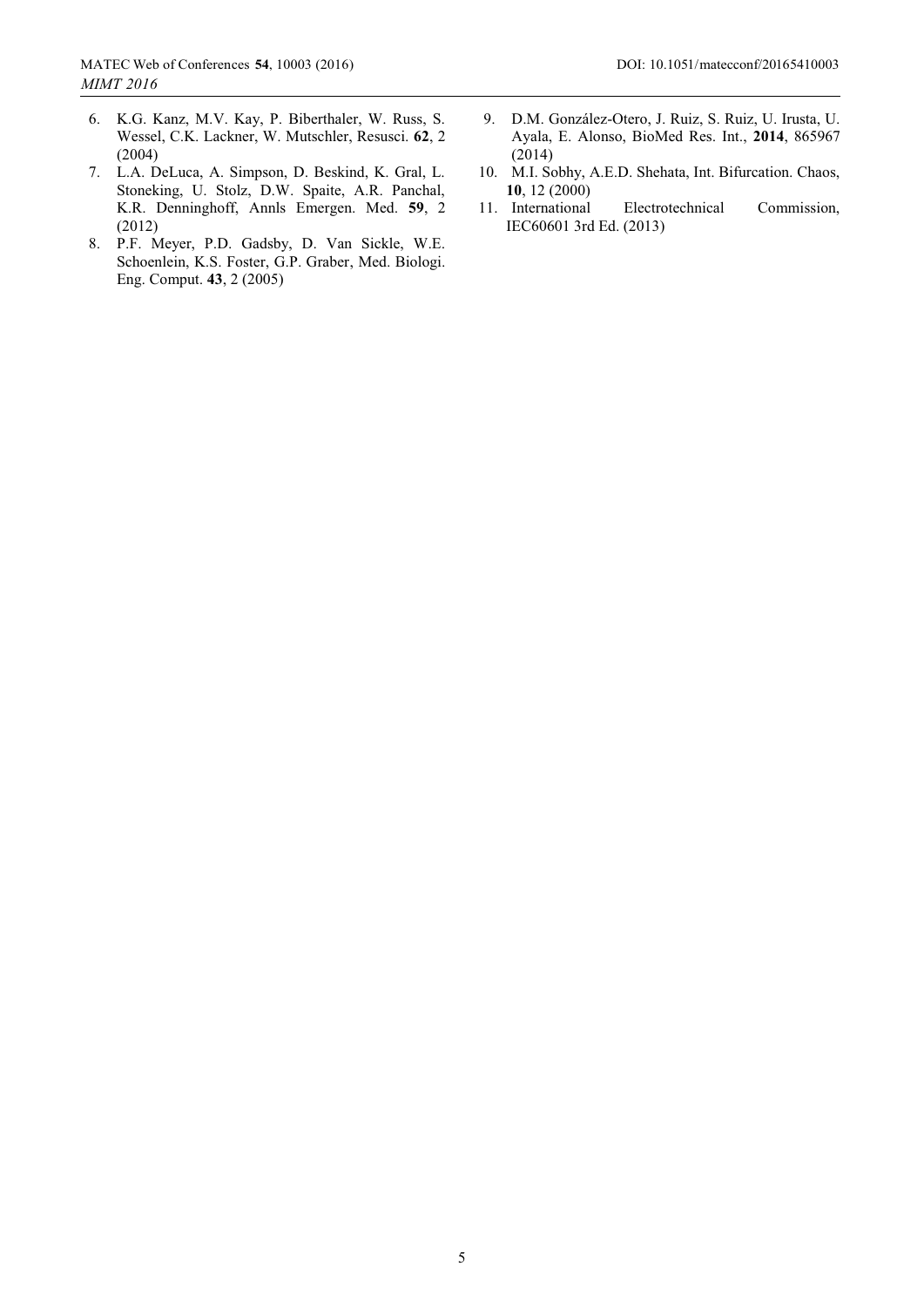6. K.G. Kanz, M.V. Kay, P. Biberthaler, W. Russ, S. Wessel, C.K. Lackner, W. Mutschler, Resusci. **62**, 2 (2004)
7. L.A. DeLuca, A. Simpson, D. Beskind, K. Gral, L. Stoneking, U. Stolz, D.W. Spaite, A.R. Panchal, K.R. Denninghoff, Annls Emergen. Med. **59**, 2 (2012)
8. P.F. Meyer, P.D. Gadsby, D. Van Sickle, W.E. Schoenlein, K.S. Foster, G.P. Graber, Med. Biologi. Eng. Comput. **43**, 2 (2005)
9. D.M. González-Otero, J. Ruiz, S. Ruiz, U. Irusta, U. Ayala, E. Alonso, BioMed Res. Int., **2014**, 865967 (2014)
10. M.I. Sobhy, A.E.D. Shehata, Int. Bifurcation. Chaos, **10**, 12 (2000)
11. International Electrotechnical Commission, IEC60601 3rd Ed. (2013)